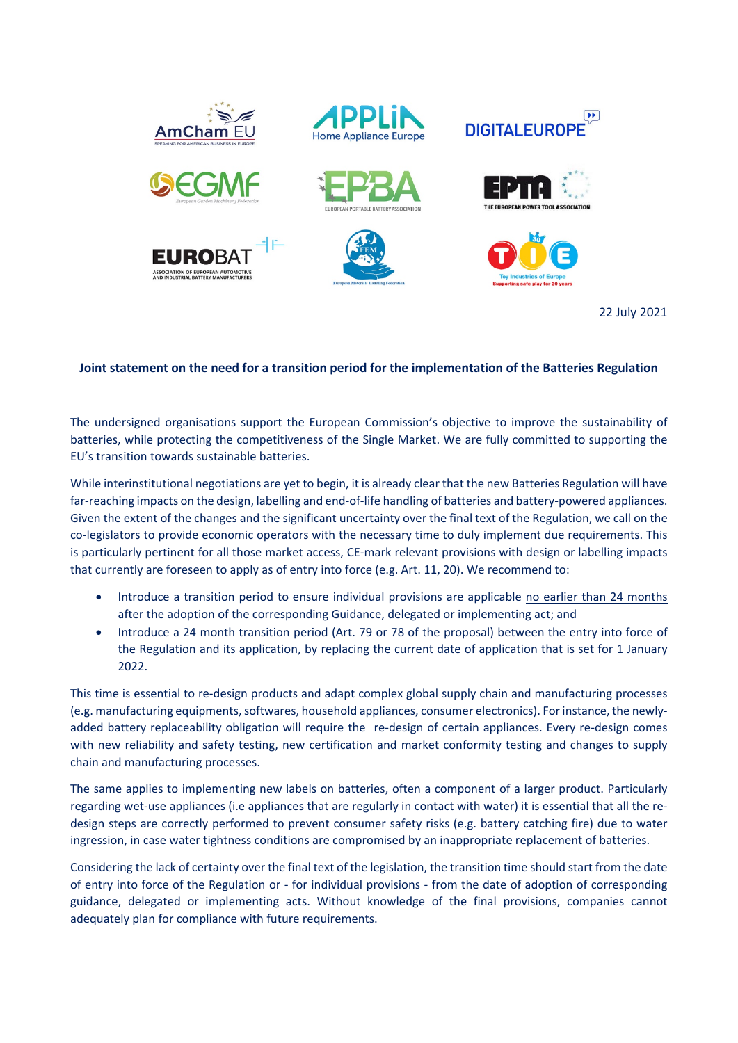22 July 2021

**Joint statement on the need for a transition period for the implementation of the Batteries Regulation**

The undersigned organisations support the European Commission's objective to improve the sustainability of batteries, while protecting the competitiveness of the Single Market. We are fully committed to supporting the EU's transition towards sustainable batteries.

While interinstitutional negotiations are yet to begin, it is already clear that the new Batteries Regulation will have far-reaching impacts on the design, labelling and end-of-life handling of batteries and battery-powered appliances. Given the extent of the changes and the significant uncertainty over the final text of the Regulation, we call on the co-legislators to provide economic operators with the necessary time to duly implement due requirements. This is particularly pertinent for all those market access, CE-mark relevant provisions with design or labelling impacts that currently are foreseen to apply as of entry into force (e.g. Art. 11, 20). We recommend to:

- Introduce a transition period to ensure individual provisions are applicable no earlier than 24 months after the adoption of the corresponding Guidance, delegated or implementing act; and
- Introduce a 24 month transition period (Art. 79 or 78 of the proposal) between the entry into force of the Regulation and its application, by replacing the current date of application that is set for 1 January 2022.

This time is essential to re-design products and adapt complex global supply chain and manufacturing processes (e.g. manufacturing equipments, softwares, household appliances, consumer electronics). For instance, the newly-added battery replaceability obligation will require the re-design of certain appliances. Every re-design comes with new reliability and safety testing, new certification and market conformity testing and changes to supply chain and manufacturing processes.

The same applies to implementing new labels on batteries, often a component of a larger product. Particularly regarding wet-use appliances (i.e appliances that are regularly in contact with water) it is essential that all the re-design steps are correctly performed to prevent consumer safety risks (e.g. battery catching fire) due to water ingression, in case water tightness conditions are compromised by an inappropriate replacement of batteries.

Considering the lack of certainty over the final text of the legislation, the transition time should start from the date of entry into force of the Regulation or - for individual provisions - from the date of adoption of corresponding guidance, delegated or implementing acts. Without knowledge of the final provisions, companies cannot adequately plan for compliance with future requirements.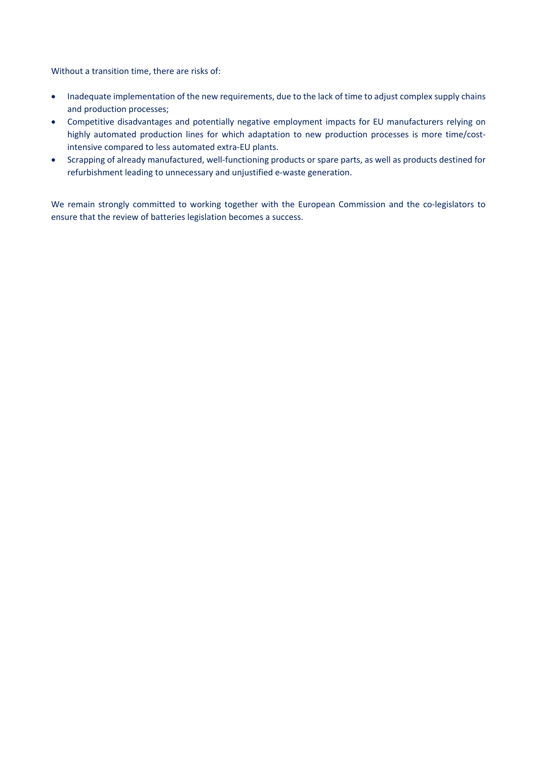Without a transition time, there are risks of:

- Inadequate implementation of the new requirements, due to the lack of time to adjust complex supply chains and production processes;
- Competitive disadvantages and potentially negative employment impacts for EU manufacturers relying on highly automated production lines for which adaptation to new production processes is more time/cost-intensive compared to less automated extra-EU plants.
- Scrapping of already manufactured, well-functioning products or spare parts, as well as products destined for refurbishment leading to unnecessary and unjustified e-waste generation.

We remain strongly committed to working together with the European Commission and the co-legislators to ensure that the review of batteries legislation becomes a success.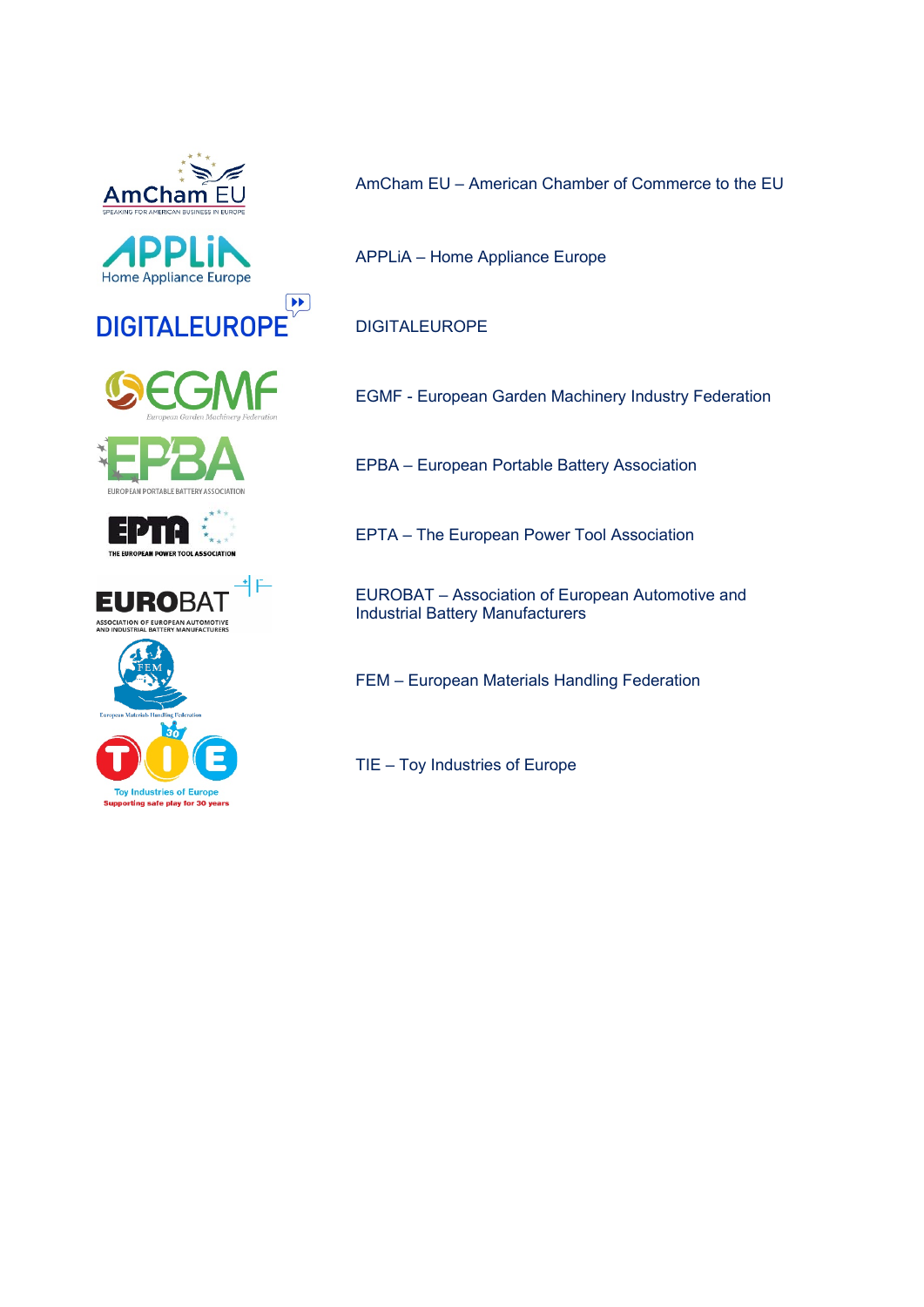AmCham EU – American Chamber of Commerce to the EU

APPLiA – Home Appliance Europe

DIGITALEUROPE

EGMF - European Garden Machinery Industry Federation

EPBA – European Portable Battery Association

EPTA – The European Power Tool Association

EUROBAT – Association of European Automotive and Industrial Battery Manufacturers

FEM – European Materials Handling Federation

TIE – Toy Industries of Europe